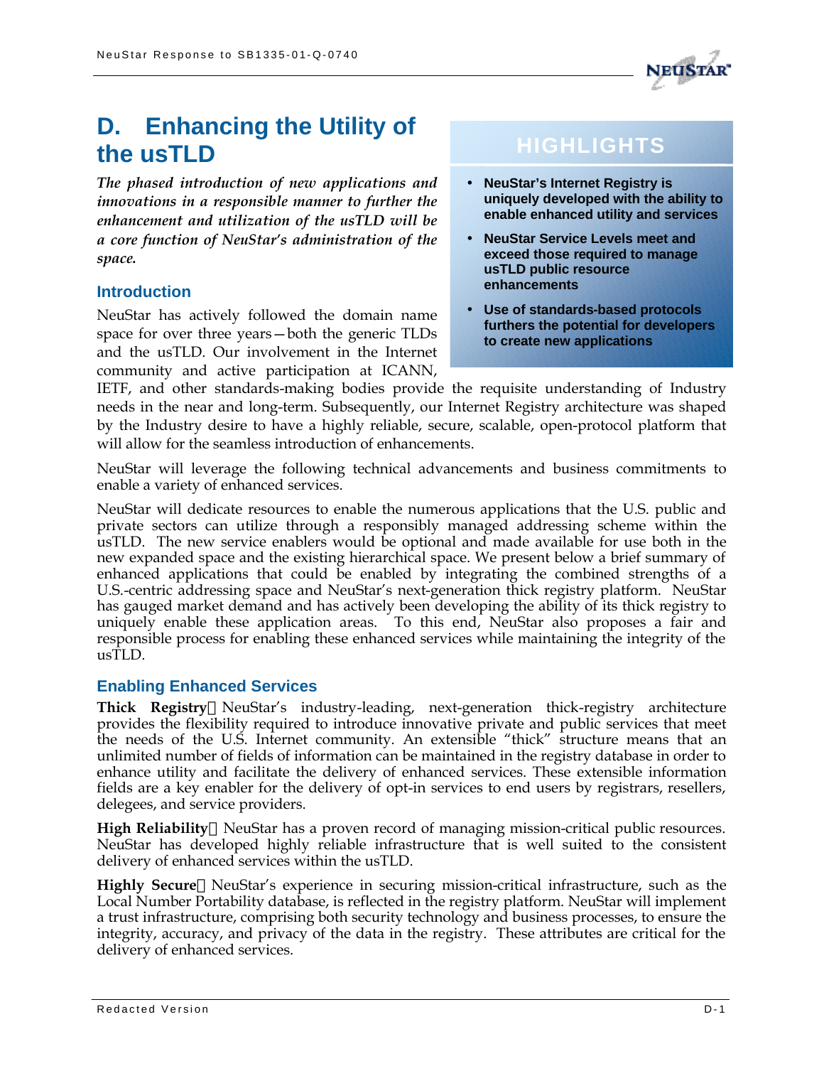# D. Enhancing the Utility of the usTLD

*The phased introduction of new applications and innovations in a responsible manner to further the enhancement and utilization of the usTLD will be a core function of NeuStar's administration of the space.*

> **HIGHLIGHTS**
>
> - **NeuStar's Internet Registry is uniquely developed with the ability to enable enhanced utility and services**
> - **NeuStar Service Levels meet and exceed those required to manage usTLD public resource enhancements**
> - **Use of standards-based protocols furthers the potential for developers to create new applications**

## Introduction

NeuStar has actively followed the domain name space for over three years—both the generic TLDs and the usTLD. Our involvement in the Internet community and active participation at ICANN, IETF, and other standards-making bodies provide the requisite understanding of Industry needs in the near and long-term. Subsequently, our Internet Registry architecture was shaped by the Industry desire to have a highly reliable, secure, scalable, open-protocol platform that will allow for the seamless introduction of enhancements.

NeuStar will leverage the following technical advancements and business commitments to enable a variety of enhanced services.

NeuStar will dedicate resources to enable the numerous applications that the U.S. public and private sectors can utilize through a responsibly managed addressing scheme within the usTLD. The new service enablers would be optional and made available for use both in the new expanded space and the existing hierarchical space. We present below a brief summary of enhanced applications that could be enabled by integrating the combined strengths of a U.S.-centric addressing space and NeuStar's next-generation thick registry platform. NeuStar has gauged market demand and has actively been developing the ability of its thick registry to uniquely enable these application areas. To this end, NeuStar also proposes a fair and responsible process for enabling these enhanced services while maintaining the integrity of the usTLD.

## Enabling Enhanced Services

**Thick Registry** NeuStar's industry-leading, next-generation thick-registry architecture provides the flexibility required to introduce innovative private and public services that meet the needs of the U.S. Internet community. An extensible "thick" structure means that an unlimited number of fields of information can be maintained in the registry database in order to enhance utility and facilitate the delivery of enhanced services. These extensible information fields are a key enabler for the delivery of opt-in services to end users by registrars, resellers, delegees, and service providers.

**High Reliability** NeuStar has a proven record of managing mission-critical public resources. NeuStar has developed highly reliable infrastructure that is well suited to the consistent delivery of enhanced services within the usTLD.

**Highly Secure** NeuStar's experience in securing mission-critical infrastructure, such as the Local Number Portability database, is reflected in the registry platform. NeuStar will implement a trust infrastructure, comprising both security technology and business processes, to ensure the integrity, accuracy, and privacy of the data in the registry. These attributes are critical for the delivery of enhanced services.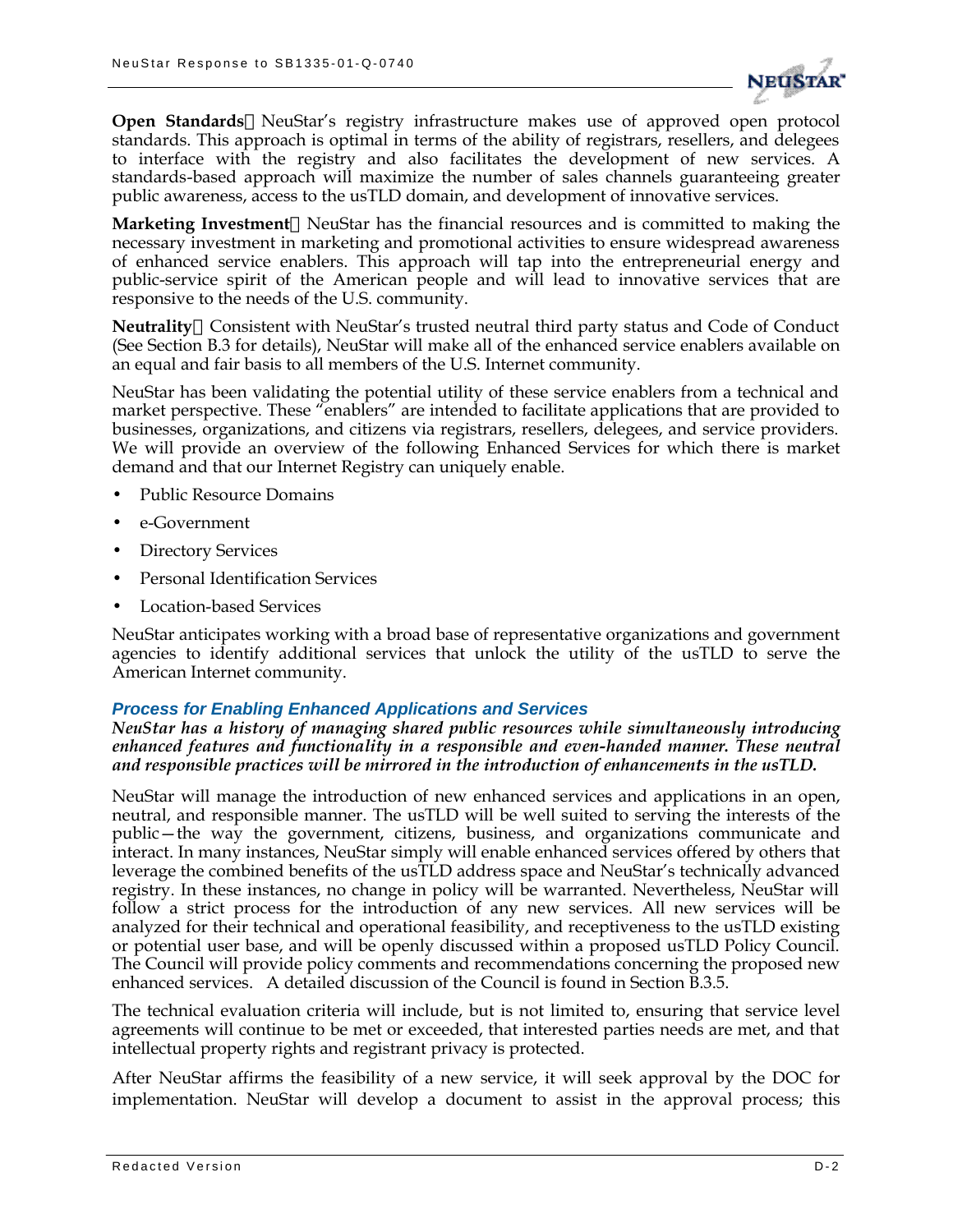**Open Standards** NeuStar's registry infrastructure makes use of approved open protocol standards. This approach is optimal in terms of the ability of registrars, resellers, and delegees to interface with the registry and also facilitates the development of new services. A standards-based approach will maximize the number of sales channels guaranteeing greater public awareness, access to the usTLD domain, and development of innovative services.

**Marketing Investment** NeuStar has the financial resources and is committed to making the necessary investment in marketing and promotional activities to ensure widespread awareness of enhanced service enablers. This approach will tap into the entrepreneurial energy and public-service spirit of the American people and will lead to innovative services that are responsive to the needs of the U.S. community.

**Neutrality** Consistent with NeuStar's trusted neutral third party status and Code of Conduct (See Section B.3 for details), NeuStar will make all of the enhanced service enablers available on an equal and fair basis to all members of the U.S. Internet community.

NeuStar has been validating the potential utility of these service enablers from a technical and market perspective. These "enablers" are intended to facilitate applications that are provided to businesses, organizations, and citizens via registrars, resellers, delegees, and service providers. We will provide an overview of the following Enhanced Services for which there is market demand and that our Internet Registry can uniquely enable.

- Public Resource Domains
- e-Government
- Directory Services
- Personal Identification Services
- Location-based Services

NeuStar anticipates working with a broad base of representative organizations and government agencies to identify additional services that unlock the utility of the usTLD to serve the American Internet community.

### Process for Enabling Enhanced Applications and Services

***NeuStar has a history of managing shared public resources while simultaneously introducing enhanced features and functionality in a responsible and even-handed manner. These neutral and responsible practices will be mirrored in the introduction of enhancements in the usTLD.***

NeuStar will manage the introduction of new enhanced services and applications in an open, neutral, and responsible manner. The usTLD will be well suited to serving the interests of the public—the way the government, citizens, business, and organizations communicate and interact. In many instances, NeuStar simply will enable enhanced services offered by others that leverage the combined benefits of the usTLD address space and NeuStar's technically advanced registry. In these instances, no change in policy will be warranted. Nevertheless, NeuStar will follow a strict process for the introduction of any new services. All new services will be analyzed for their technical and operational feasibility, and receptiveness to the usTLD existing or potential user base, and will be openly discussed within a proposed usTLD Policy Council. The Council will provide policy comments and recommendations concerning the proposed new enhanced services. A detailed discussion of the Council is found in Section B.3.5.

The technical evaluation criteria will include, but is not limited to, ensuring that service level agreements will continue to be met or exceeded, that interested parties needs are met, and that intellectual property rights and registrant privacy is protected.

After NeuStar affirms the feasibility of a new service, it will seek approval by the DOC for implementation. NeuStar will develop a document to assist in the approval process; this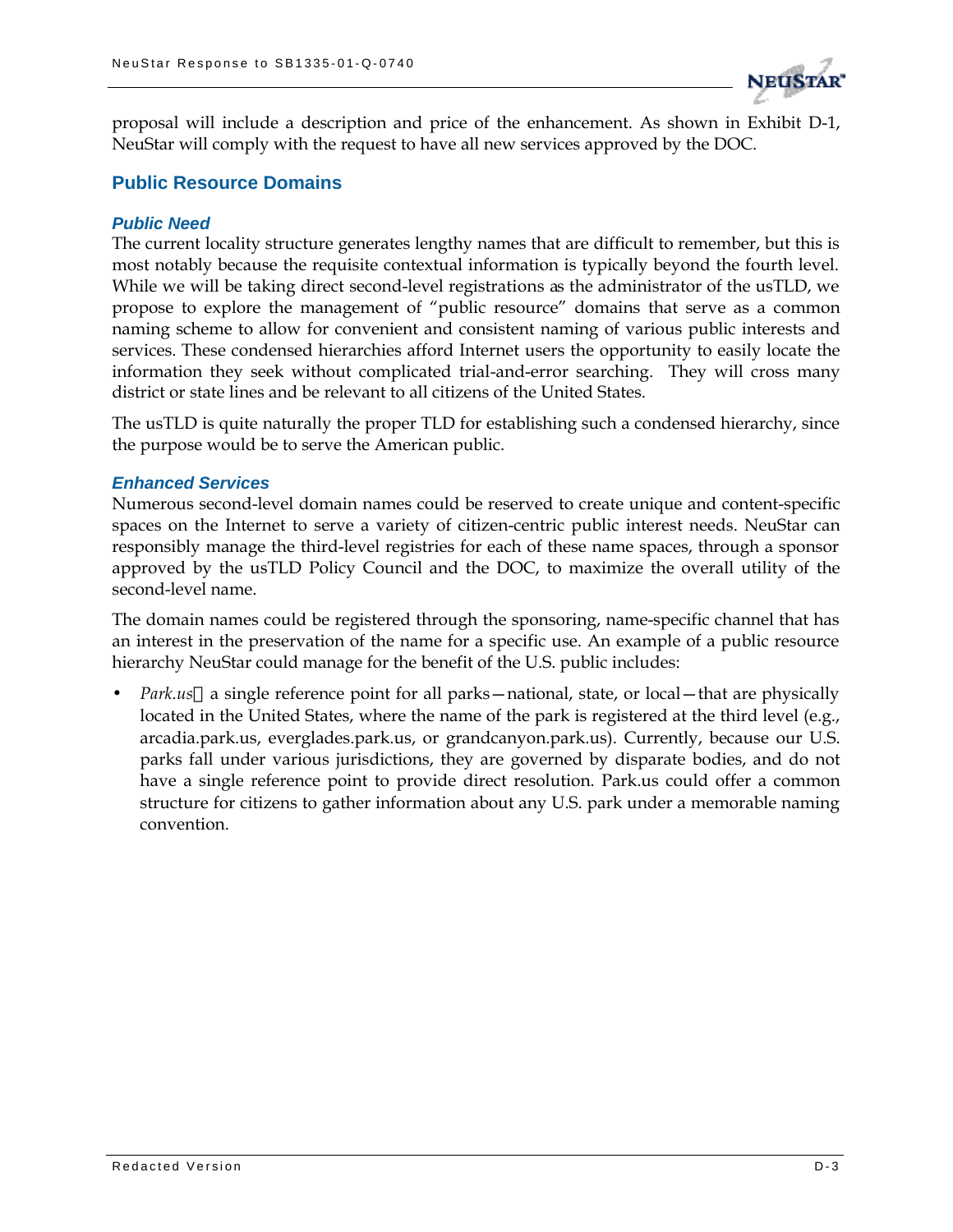proposal will include a description and price of the enhancement. As shown in Exhibit D-1, NeuStar will comply with the request to have all new services approved by the DOC.

## Public Resource Domains

### *Public Need*

The current locality structure generates lengthy names that are difficult to remember, but this is most notably because the requisite contextual information is typically beyond the fourth level. While we will be taking direct second-level registrations as the administrator of the usTLD, we propose to explore the management of "public resource" domains that serve as a common naming scheme to allow for convenient and consistent naming of various public interests and services. These condensed hierarchies afford Internet users the opportunity to easily locate the information they seek without complicated trial-and-error searching. They will cross many district or state lines and be relevant to all citizens of the United States.

The usTLD is quite naturally the proper TLD for establishing such a condensed hierarchy, since the purpose would be to serve the American public.

### *Enhanced Services*

Numerous second-level domain names could be reserved to create unique and content-specific spaces on the Internet to serve a variety of citizen-centric public interest needs. NeuStar can responsibly manage the third-level registries for each of these name spaces, through a sponsor approved by the usTLD Policy Council and the DOC, to maximize the overall utility of the second-level name.

The domain names could be registered through the sponsoring, name-specific channel that has an interest in the preservation of the name for a specific use. An example of a public resource hierarchy NeuStar could manage for the benefit of the U.S. public includes:

- *Park.us* a single reference point for all parks—national, state, or local—that are physically located in the United States, where the name of the park is registered at the third level (e.g., arcadia.park.us, everglades.park.us, or grandcanyon.park.us). Currently, because our U.S. parks fall under various jurisdictions, they are governed by disparate bodies, and do not have a single reference point to provide direct resolution. Park.us could offer a common structure for citizens to gather information about any U.S. park under a memorable naming convention.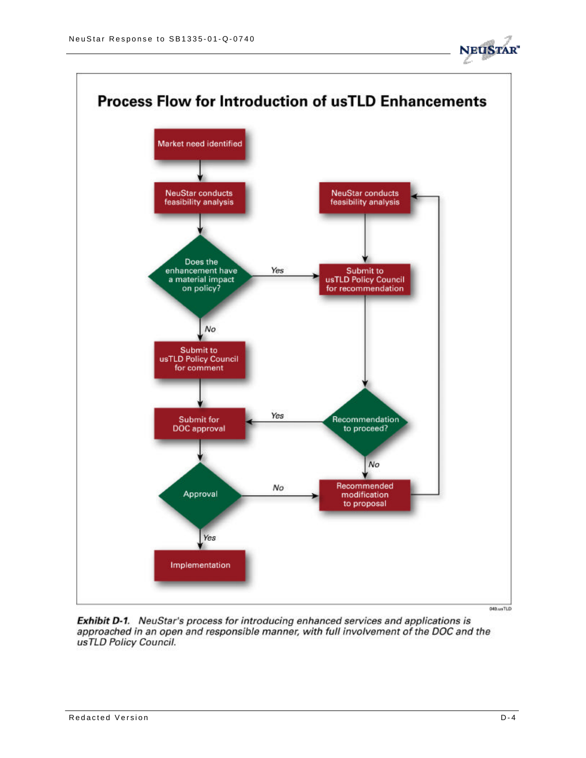# Process Flow for Introduction of usTLD Enhancements

Market need identified

NeuStar conducts feasibility analysis

Does the enhancement have a material impact on policy?

Yes

No

Submit to usTLD Policy Council for comment

Submit for DOC approval

Approval

No

Yes

Implementation

NeuStar conducts feasibility analysis

Submit to usTLD Policy Council for recommendation

Recommendation to proceed?

Yes

No

Recommended modification to proposal

040.usTLD

***Exhibit D-1.*** *NeuStar's process for introducing enhanced services and applications is approached in an open and responsible manner, with full involvement of the DOC and the usTLD Policy Council.*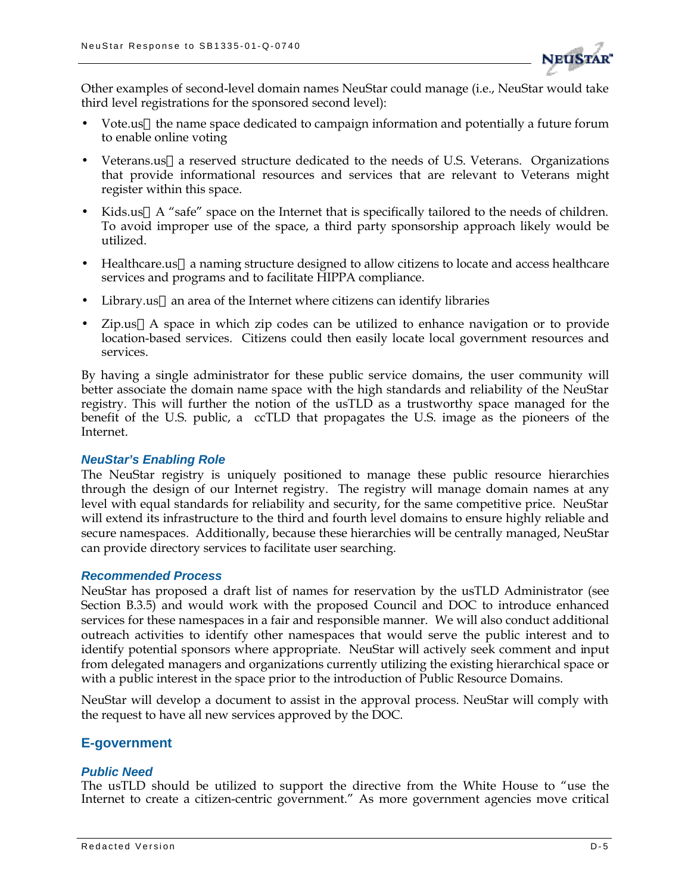Other examples of second-level domain names NeuStar could manage (i.e., NeuStar would take third level registrations for the sponsored second level):

- Vote.us the name space dedicated to campaign information and potentially a future forum to enable online voting
- Veterans.us a reserved structure dedicated to the needs of U.S. Veterans. Organizations that provide informational resources and services that are relevant to Veterans might register within this space.
- Kids.us A "safe" space on the Internet that is specifically tailored to the needs of children. To avoid improper use of the space, a third party sponsorship approach likely would be utilized.
- Healthcare.us a naming structure designed to allow citizens to locate and access healthcare services and programs and to facilitate HIPPA compliance.
- Library.us an area of the Internet where citizens can identify libraries
- Zip.us A space in which zip codes can be utilized to enhance navigation or to provide location-based services. Citizens could then easily locate local government resources and services.

By having a single administrator for these public service domains, the user community will better associate the domain name space with the high standards and reliability of the NeuStar registry. This will further the notion of the usTLD as a trustworthy space managed for the benefit of the U.S. public, a ccTLD that propagates the U.S. image as the pioneers of the Internet.

#### *NeuStar's Enabling Role*

The NeuStar registry is uniquely positioned to manage these public resource hierarchies through the design of our Internet registry. The registry will manage domain names at any level with equal standards for reliability and security, for the same competitive price. NeuStar will extend its infrastructure to the third and fourth level domains to ensure highly reliable and secure namespaces. Additionally, because these hierarchies will be centrally managed, NeuStar can provide directory services to facilitate user searching.

#### *Recommended Process*

NeuStar has proposed a draft list of names for reservation by the usTLD Administrator (see Section B.3.5) and would work with the proposed Council and DOC to introduce enhanced services for these namespaces in a fair and responsible manner. We will also conduct additional outreach activities to identify other namespaces that would serve the public interest and to identify potential sponsors where appropriate. NeuStar will actively seek comment and input from delegated managers and organizations currently utilizing the existing hierarchical space or with a public interest in the space prior to the introduction of Public Resource Domains.

NeuStar will develop a document to assist in the approval process. NeuStar will comply with the request to have all new services approved by the DOC.

### E-government

#### *Public Need*

The usTLD should be utilized to support the directive from the White House to "use the Internet to create a citizen-centric government." As more government agencies move critical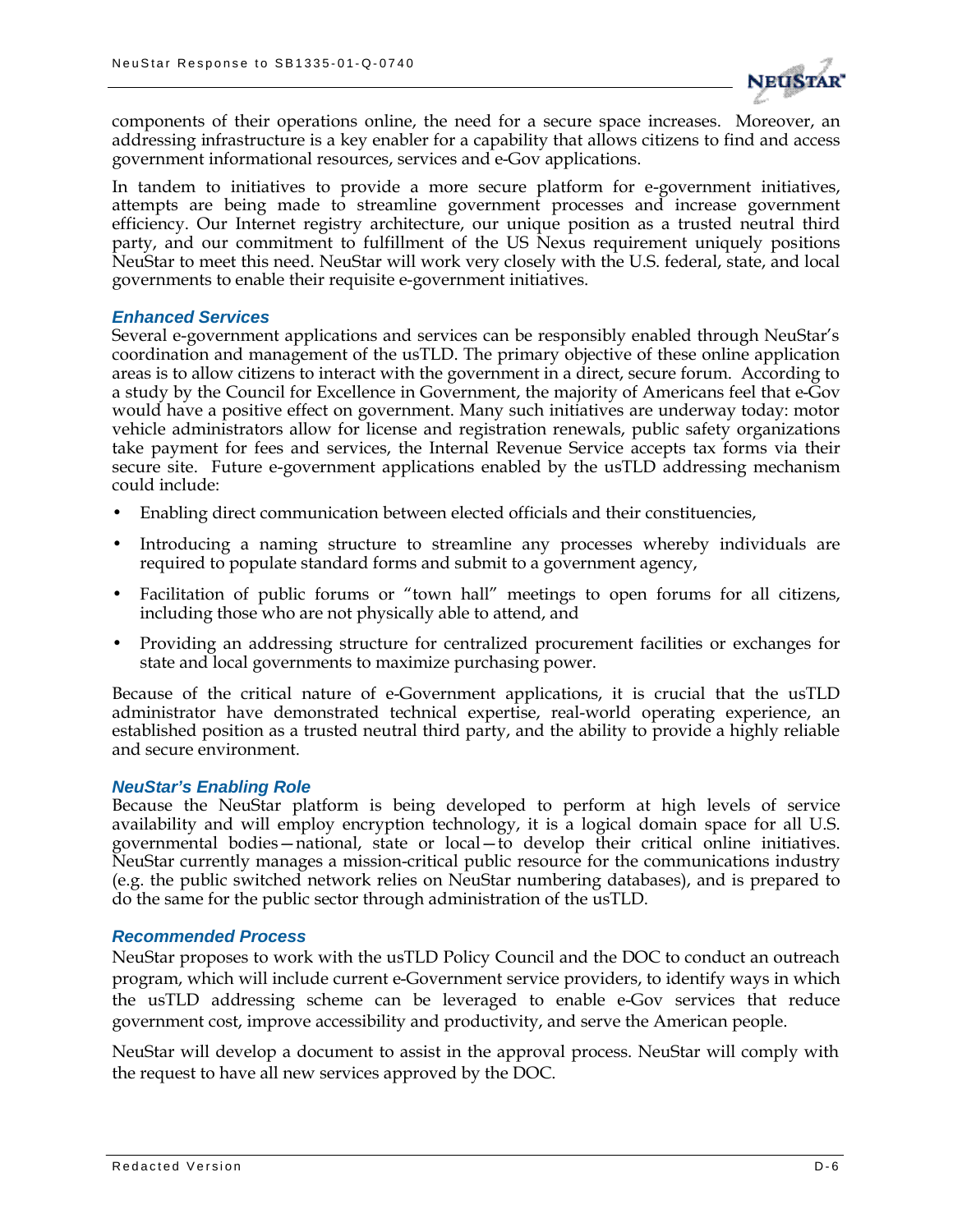components of their operations online, the need for a secure space increases. Moreover, an addressing infrastructure is a key enabler for a capability that allows citizens to find and access government informational resources, services and e-Gov applications.

In tandem to initiatives to provide a more secure platform for e-government initiatives, attempts are being made to streamline government processes and increase government efficiency. Our Internet registry architecture, our unique position as a trusted neutral third party, and our commitment to fulfillment of the US Nexus requirement uniquely positions NeuStar to meet this need. NeuStar will work very closely with the U.S. federal, state, and local governments to enable their requisite e-government initiatives.

### *Enhanced Services*

Several e-government applications and services can be responsibly enabled through NeuStar's coordination and management of the usTLD. The primary objective of these online application areas is to allow citizens to interact with the government in a direct, secure forum. According to a study by the Council for Excellence in Government, the majority of Americans feel that e-Gov would have a positive effect on government. Many such initiatives are underway today: motor vehicle administrators allow for license and registration renewals, public safety organizations take payment for fees and services, the Internal Revenue Service accepts tax forms via their secure site. Future e-government applications enabled by the usTLD addressing mechanism could include:

- Enabling direct communication between elected officials and their constituencies,
- Introducing a naming structure to streamline any processes whereby individuals are required to populate standard forms and submit to a government agency,
- Facilitation of public forums or "town hall" meetings to open forums for all citizens, including those who are not physically able to attend, and
- Providing an addressing structure for centralized procurement facilities or exchanges for state and local governments to maximize purchasing power.

Because of the critical nature of e-Government applications, it is crucial that the usTLD administrator have demonstrated technical expertise, real-world operating experience, an established position as a trusted neutral third party, and the ability to provide a highly reliable and secure environment.

### *NeuStar's Enabling Role*

Because the NeuStar platform is being developed to perform at high levels of service availability and will employ encryption technology, it is a logical domain space for all U.S. governmental bodies—national, state or local—to develop their critical online initiatives. NeuStar currently manages a mission-critical public resource for the communications industry (e.g. the public switched network relies on NeuStar numbering databases), and is prepared to do the same for the public sector through administration of the usTLD.

### *Recommended Process*

NeuStar proposes to work with the usTLD Policy Council and the DOC to conduct an outreach program, which will include current e-Government service providers, to identify ways in which the usTLD addressing scheme can be leveraged to enable e-Gov services that reduce government cost, improve accessibility and productivity, and serve the American people.

NeuStar will develop a document to assist in the approval process. NeuStar will comply with the request to have all new services approved by the DOC.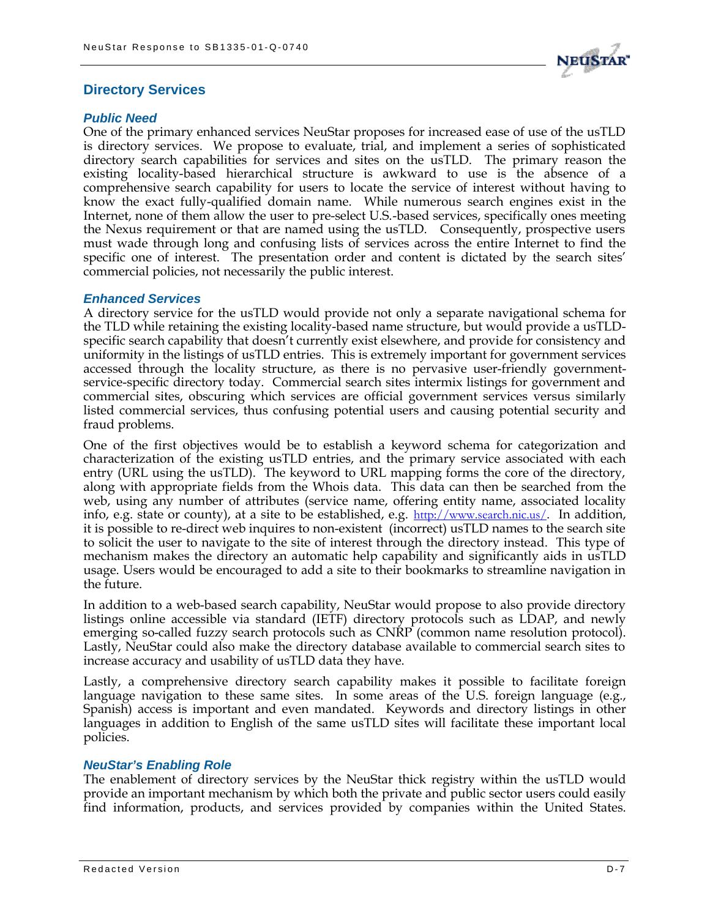## Directory Services

### *Public Need*

One of the primary enhanced services NeuStar proposes for increased ease of use of the usTLD is directory services. We propose to evaluate, trial, and implement a series of sophisticated directory search capabilities for services and sites on the usTLD. The primary reason the existing locality-based hierarchical structure is awkward to use is the absence of a comprehensive search capability for users to locate the service of interest without having to know the exact fully-qualified domain name. While numerous search engines exist in the Internet, none of them allow the user to pre-select U.S.-based services, specifically ones meeting the Nexus requirement or that are named using the usTLD. Consequently, prospective users must wade through long and confusing lists of services across the entire Internet to find the specific one of interest. The presentation order and content is dictated by the search sites' commercial policies, not necessarily the public interest.

### *Enhanced Services*

A directory service for the usTLD would provide not only a separate navigational schema for the TLD while retaining the existing locality-based name structure, but would provide a usTLD-specific search capability that doesn't currently exist elsewhere, and provide for consistency and uniformity in the listings of usTLD entries. This is extremely important for government services accessed through the locality structure, as there is no pervasive user-friendly government-service-specific directory today. Commercial search sites intermix listings for government and commercial sites, obscuring which services are official government services versus similarly listed commercial services, thus confusing potential users and causing potential security and fraud problems.

One of the first objectives would be to establish a keyword schema for categorization and characterization of the existing usTLD entries, and the primary service associated with each entry (URL using the usTLD). The keyword to URL mapping forms the core of the directory, along with appropriate fields from the Whois data. This data can then be searched from the web, using any number of attributes (service name, offering entity name, associated locality info, e.g. state or county), at a site to be established, e.g. http://www.search.nic.us/. In addition, it is possible to re-direct web inquires to non-existent (incorrect) usTLD names to the search site to solicit the user to navigate to the site of interest through the directory instead. This type of mechanism makes the directory an automatic help capability and significantly aids in usTLD usage. Users would be encouraged to add a site to their bookmarks to streamline navigation in the future.

In addition to a web-based search capability, NeuStar would propose to also provide directory listings online accessible via standard (IETF) directory protocols such as LDAP, and newly emerging so-called fuzzy search protocols such as CNRP (common name resolution protocol). Lastly, NeuStar could also make the directory database available to commercial search sites to increase accuracy and usability of usTLD data they have.

Lastly, a comprehensive directory search capability makes it possible to facilitate foreign language navigation to these same sites. In some areas of the U.S. foreign language (e.g., Spanish) access is important and even mandated. Keywords and directory listings in other languages in addition to English of the same usTLD sites will facilitate these important local policies.

### *NeuStar's Enabling Role*

The enablement of directory services by the NeuStar thick registry within the usTLD would provide an important mechanism by which both the private and public sector users could easily find information, products, and services provided by companies within the United States.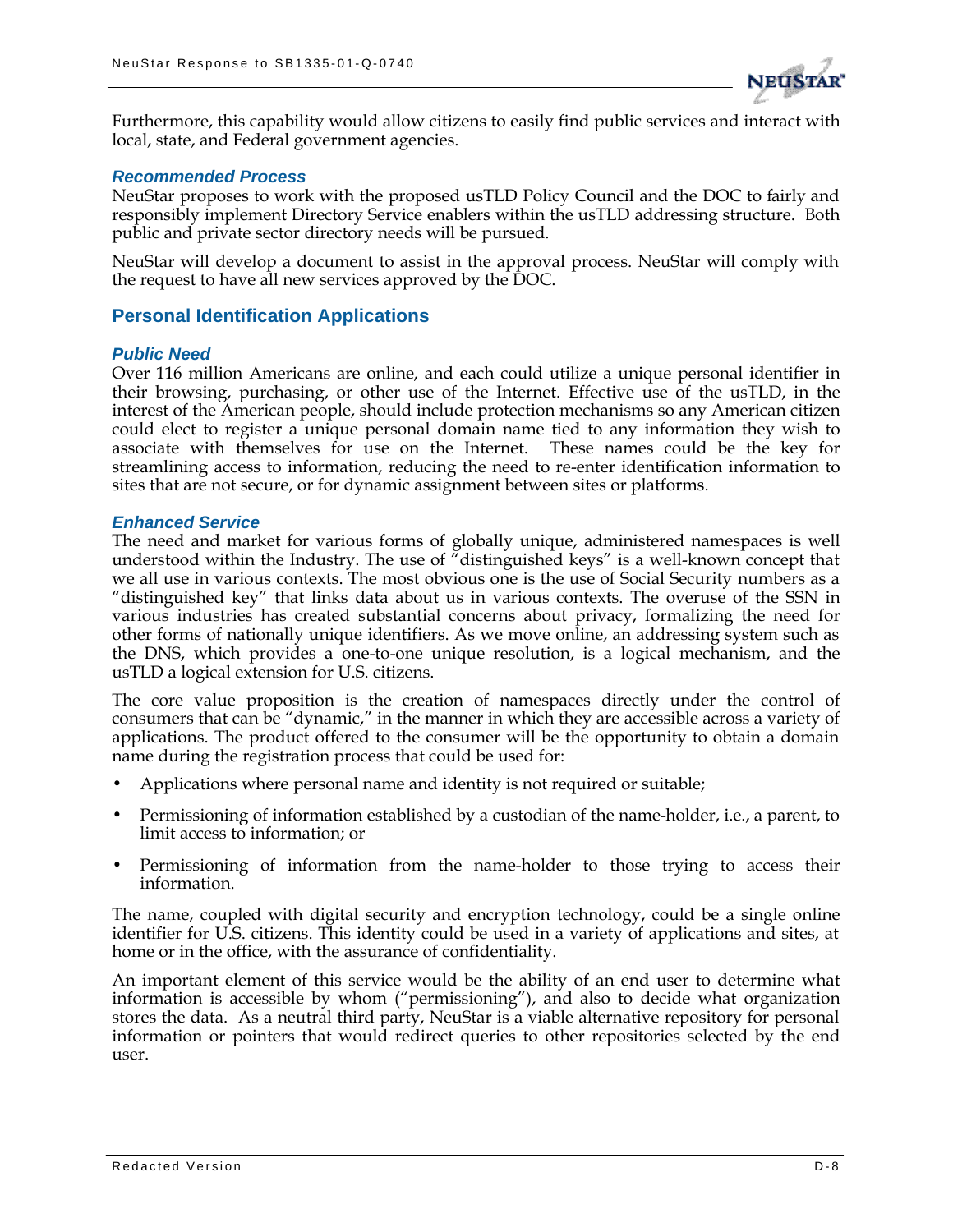Furthermore, this capability would allow citizens to easily find public services and interact with local, state, and Federal government agencies.

### *Recommended Process*

NeuStar proposes to work with the proposed usTLD Policy Council and the DOC to fairly and responsibly implement Directory Service enablers within the usTLD addressing structure. Both public and private sector directory needs will be pursued.

NeuStar will develop a document to assist in the approval process. NeuStar will comply with the request to have all new services approved by the DOC.

## Personal Identification Applications

### *Public Need*

Over 116 million Americans are online, and each could utilize a unique personal identifier in their browsing, purchasing, or other use of the Internet. Effective use of the usTLD, in the interest of the American people, should include protection mechanisms so any American citizen could elect to register a unique personal domain name tied to any information they wish to associate with themselves for use on the Internet. These names could be the key for streamlining access to information, reducing the need to re-enter identification information to sites that are not secure, or for dynamic assignment between sites or platforms.

### *Enhanced Service*

The need and market for various forms of globally unique, administered namespaces is well understood within the Industry. The use of "distinguished keys" is a well-known concept that we all use in various contexts. The most obvious one is the use of Social Security numbers as a "distinguished key" that links data about us in various contexts. The overuse of the SSN in various industries has created substantial concerns about privacy, formalizing the need for other forms of nationally unique identifiers. As we move online, an addressing system such as the DNS, which provides a one-to-one unique resolution, is a logical mechanism, and the usTLD a logical extension for U.S. citizens.

The core value proposition is the creation of namespaces directly under the control of consumers that can be "dynamic," in the manner in which they are accessible across a variety of applications. The product offered to the consumer will be the opportunity to obtain a domain name during the registration process that could be used for:

- Applications where personal name and identity is not required or suitable;
- Permissioning of information established by a custodian of the name-holder, i.e., a parent, to limit access to information; or
- Permissioning of information from the name-holder to those trying to access their information.

The name, coupled with digital security and encryption technology, could be a single online identifier for U.S. citizens. This identity could be used in a variety of applications and sites, at home or in the office, with the assurance of confidentiality.

An important element of this service would be the ability of an end user to determine what information is accessible by whom ("permissioning"), and also to decide what organization stores the data. As a neutral third party, NeuStar is a viable alternative repository for personal information or pointers that would redirect queries to other repositories selected by the end user.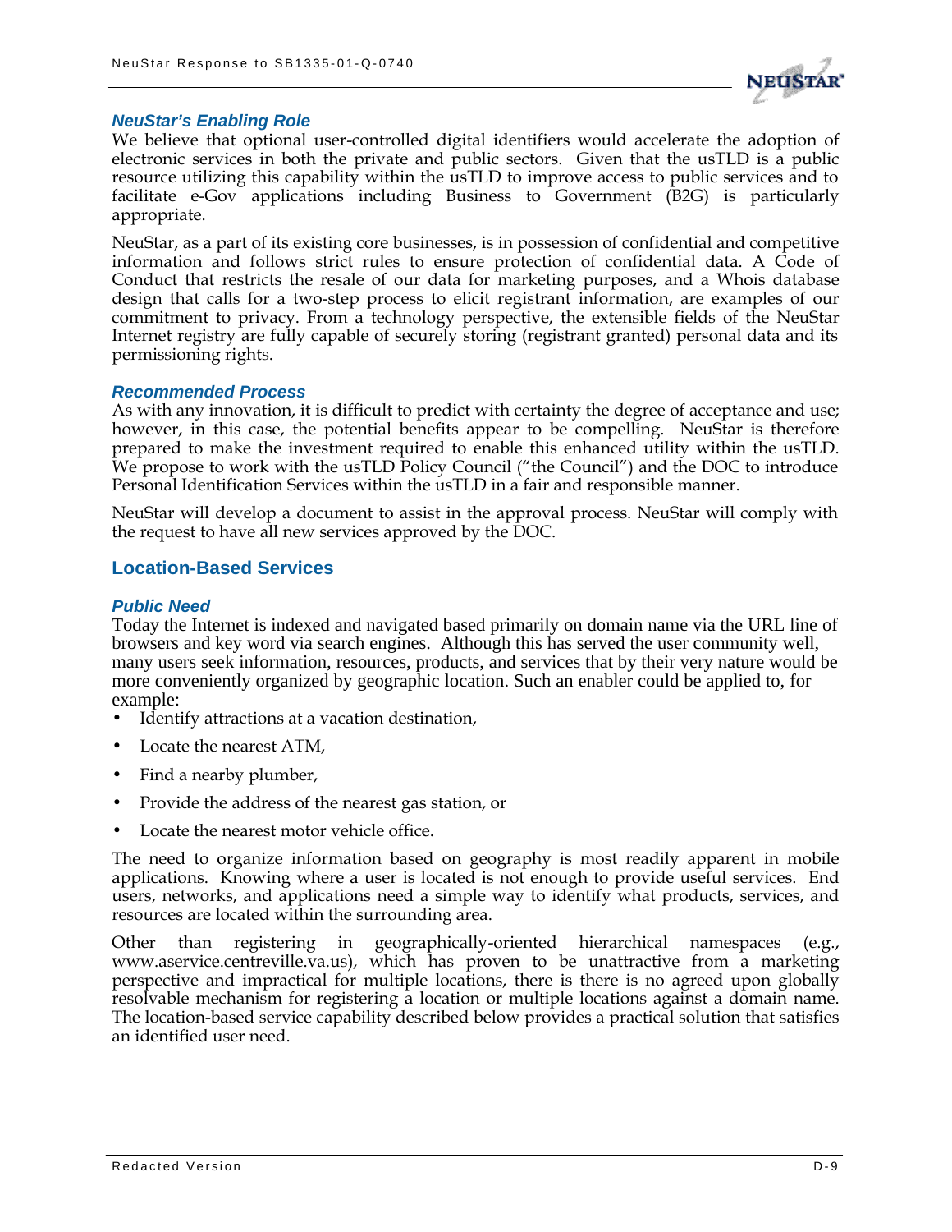### *NeuStar's Enabling Role*

We believe that optional user-controlled digital identifiers would accelerate the adoption of electronic services in both the private and public sectors. Given that the usTLD is a public resource utilizing this capability within the usTLD to improve access to public services and to facilitate e-Gov applications including Business to Government (B2G) is particularly appropriate.

NeuStar, as a part of its existing core businesses, is in possession of confidential and competitive information and follows strict rules to ensure protection of confidential data. A Code of Conduct that restricts the resale of our data for marketing purposes, and a Whois database design that calls for a two-step process to elicit registrant information, are examples of our commitment to privacy. From a technology perspective, the extensible fields of the NeuStar Internet registry are fully capable of securely storing (registrant granted) personal data and its permissioning rights.

### *Recommended Process*

As with any innovation, it is difficult to predict with certainty the degree of acceptance and use; however, in this case, the potential benefits appear to be compelling. NeuStar is therefore prepared to make the investment required to enable this enhanced utility within the usTLD. We propose to work with the usTLD Policy Council ("the Council") and the DOC to introduce Personal Identification Services within the usTLD in a fair and responsible manner.

NeuStar will develop a document to assist in the approval process. NeuStar will comply with the request to have all new services approved by the DOC.

## Location-Based Services

### *Public Need*

Today the Internet is indexed and navigated based primarily on domain name via the URL line of browsers and key word via search engines. Although this has served the user community well, many users seek information, resources, products, and services that by their very nature would be more conveniently organized by geographic location. Such an enabler could be applied to, for example:

- Identify attractions at a vacation destination,
- Locate the nearest ATM,
- Find a nearby plumber,
- Provide the address of the nearest gas station, or
- Locate the nearest motor vehicle office.

The need to organize information based on geography is most readily apparent in mobile applications. Knowing where a user is located is not enough to provide useful services. End users, networks, and applications need a simple way to identify what products, services, and resources are located within the surrounding area.

Other than registering in geographically-oriented hierarchical namespaces (e.g., www.aservice.centreville.va.us), which has proven to be unattractive from a marketing perspective and impractical for multiple locations, there is there is no agreed upon globally resolvable mechanism for registering a location or multiple locations against a domain name. The location-based service capability described below provides a practical solution that satisfies an identified user need.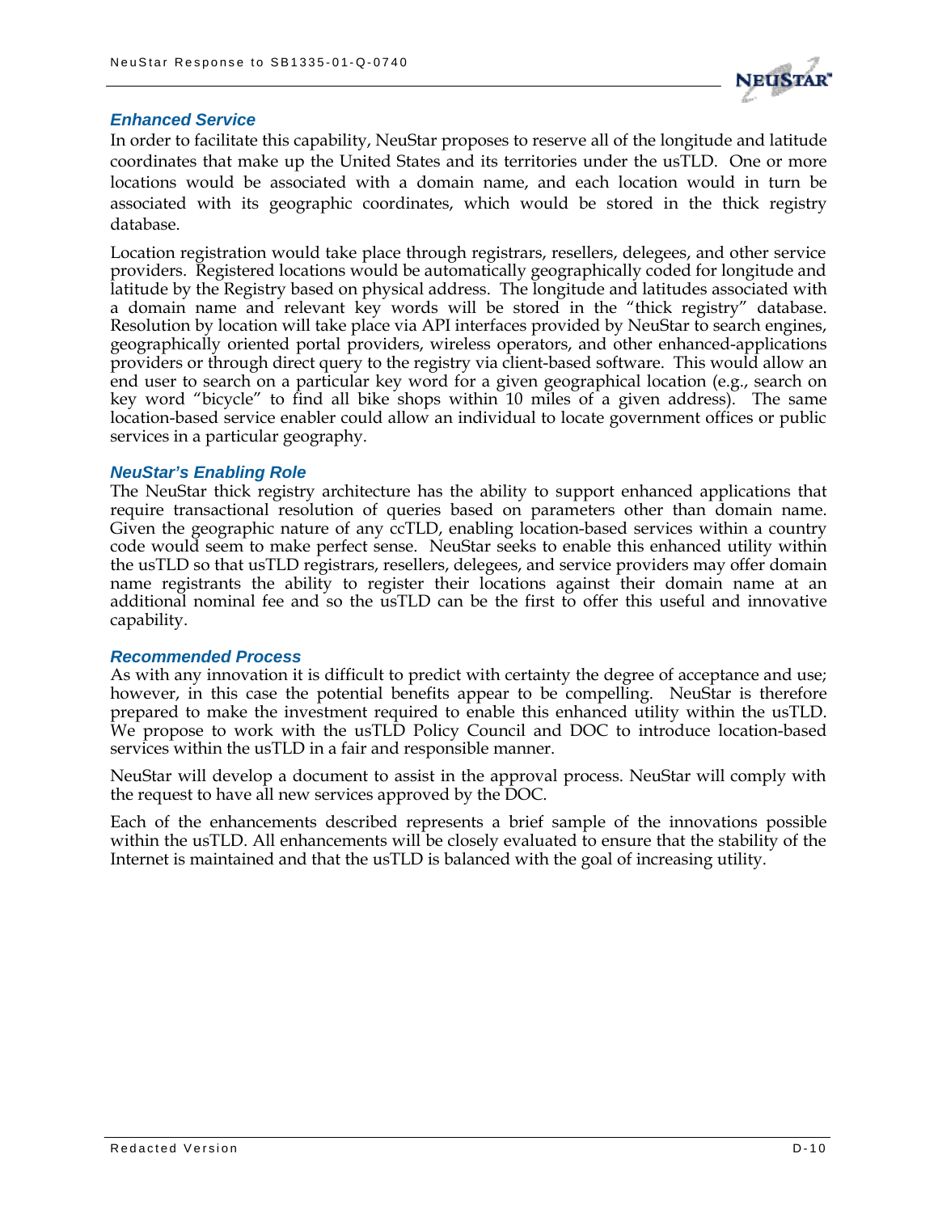### *Enhanced Service*

In order to facilitate this capability, NeuStar proposes to reserve all of the longitude and latitude coordinates that make up the United States and its territories under the usTLD. One or more locations would be associated with a domain name, and each location would in turn be associated with its geographic coordinates, which would be stored in the thick registry database.

Location registration would take place through registrars, resellers, delegees, and other service providers. Registered locations would be automatically geographically coded for longitude and latitude by the Registry based on physical address. The longitude and latitudes associated with a domain name and relevant key words will be stored in the "thick registry" database. Resolution by location will take place via API interfaces provided by NeuStar to search engines, geographically oriented portal providers, wireless operators, and other enhanced-applications providers or through direct query to the registry via client-based software. This would allow an end user to search on a particular key word for a given geographical location (e.g., search on key word "bicycle" to find all bike shops within 10 miles of a given address). The same location-based service enabler could allow an individual to locate government offices or public services in a particular geography.

### *NeuStar's Enabling Role*

The NeuStar thick registry architecture has the ability to support enhanced applications that require transactional resolution of queries based on parameters other than domain name. Given the geographic nature of any ccTLD, enabling location-based services within a country code would seem to make perfect sense. NeuStar seeks to enable this enhanced utility within the usTLD so that usTLD registrars, resellers, delegees, and service providers may offer domain name registrants the ability to register their locations against their domain name at an additional nominal fee and so the usTLD can be the first to offer this useful and innovative capability.

### *Recommended Process*

As with any innovation it is difficult to predict with certainty the degree of acceptance and use; however, in this case the potential benefits appear to be compelling. NeuStar is therefore prepared to make the investment required to enable this enhanced utility within the usTLD. We propose to work with the usTLD Policy Council and DOC to introduce location-based services within the usTLD in a fair and responsible manner.

NeuStar will develop a document to assist in the approval process. NeuStar will comply with the request to have all new services approved by the DOC.

Each of the enhancements described represents a brief sample of the innovations possible within the usTLD. All enhancements will be closely evaluated to ensure that the stability of the Internet is maintained and that the usTLD is balanced with the goal of increasing utility.